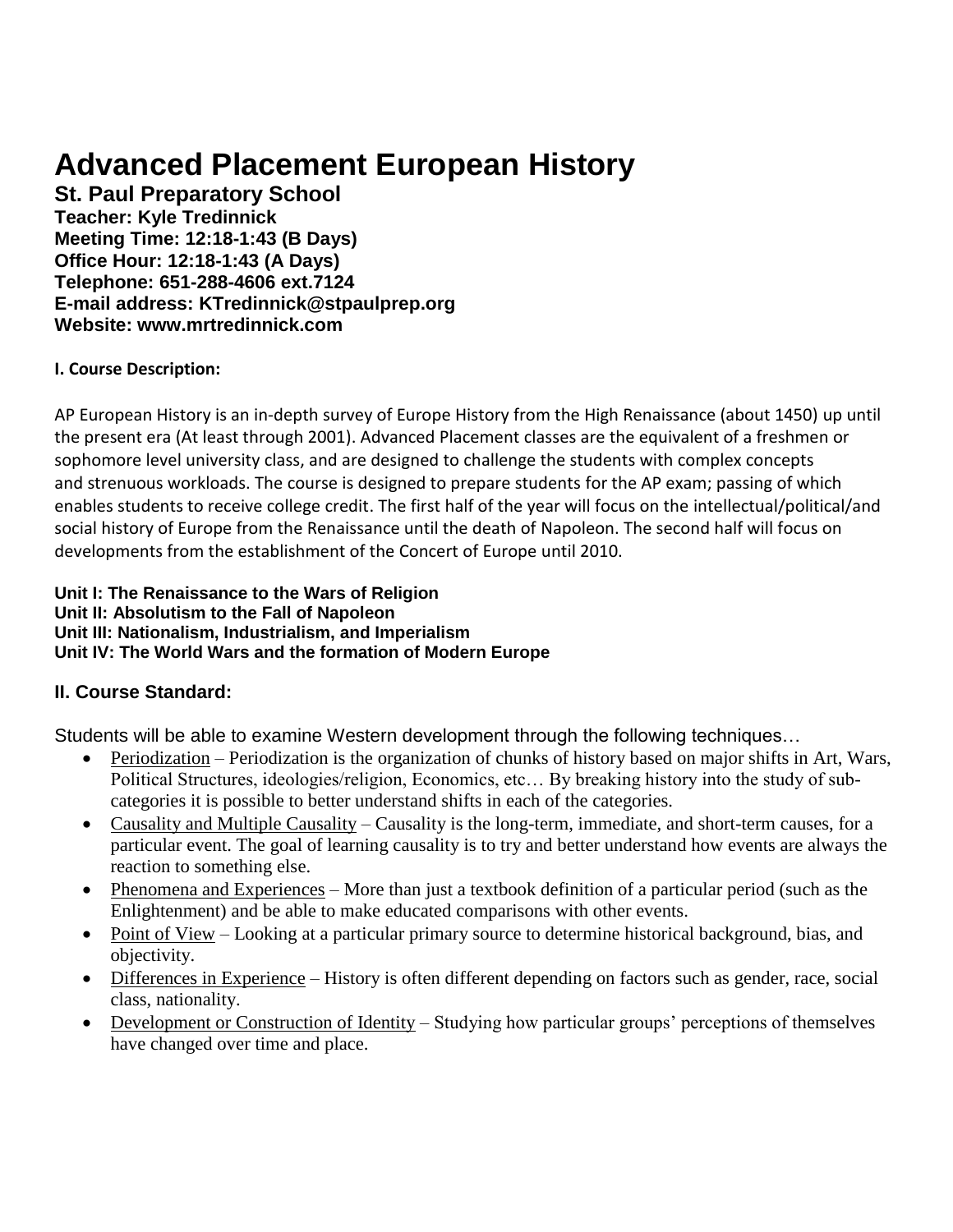# Advanced Placement European History

**St. Paul Preparatory School**
**Teacher: Kyle Tredinnick**
**Meeting Time: 12:18-1:43 (B Days)**
**Office Hour: 12:18-1:43 (A Days)**
**Telephone: 651-288-4606 ext.7124**
**E-mail address: KTredinnick@stpaulprep.org**
**Website: www.mrtredinnick.com**

#### I. Course Description:

AP European History is an in-depth survey of Europe History from the High Renaissance (about 1450) up until the present era (At least through 2001). Advanced Placement classes are the equivalent of a freshmen or sophomore level university class, and are designed to challenge the students with complex concepts and strenuous workloads. The course is designed to prepare students for the AP exam; passing of which enables students to receive college credit. The first half of the year will focus on the intellectual/political/and social history of Europe from the Renaissance until the death of Napoleon. The second half will focus on developments from the establishment of the Concert of Europe until 2010.

**Unit I: The Renaissance to the Wars of Religion**
**Unit II: Absolutism to the Fall of Napoleon**
**Unit III: Nationalism, Industrialism, and Imperialism**
**Unit IV: The World Wars and the formation of Modern Europe**

### II. Course Standard:

Students will be able to examine Western development through the following techniques…

- Periodization – Periodization is the organization of chunks of history based on major shifts in Art, Wars, Political Structures, ideologies/religion, Economics, etc… By breaking history into the study of sub-categories it is possible to better understand shifts in each of the categories.
- Causality and Multiple Causality – Causality is the long-term, immediate, and short-term causes, for a particular event. The goal of learning causality is to try and better understand how events are always the reaction to something else.
- Phenomena and Experiences – More than just a textbook definition of a particular period (such as the Enlightenment) and be able to make educated comparisons with other events.
- Point of View – Looking at a particular primary source to determine historical background, bias, and objectivity.
- Differences in Experience – History is often different depending on factors such as gender, race, social class, nationality.
- Development or Construction of Identity – Studying how particular groups' perceptions of themselves have changed over time and place.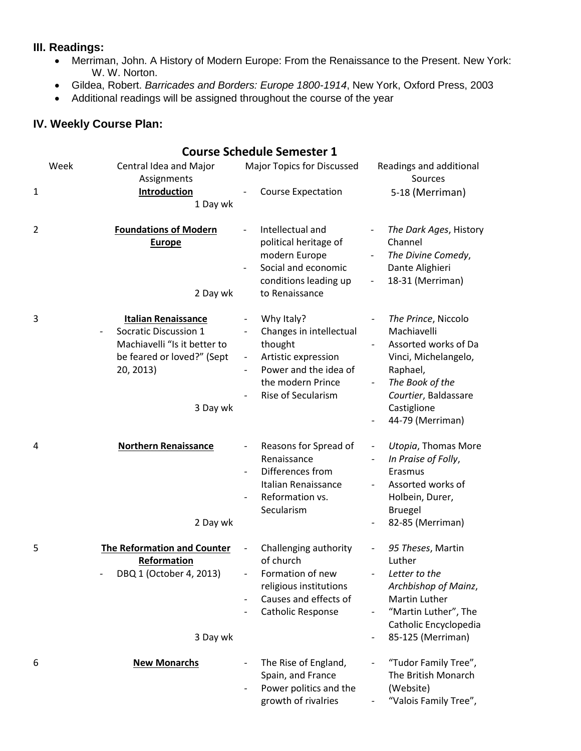### III. Readings:

- Merriman, John. A History of Modern Europe: From the Renaissance to the Present. New York: W. W. Norton.
- Gildea, Robert. *Barricades and Borders: Europe 1800-1914*, New York, Oxford Press, 2003
- Additional readings will be assigned throughout the course of the year

### IV. Weekly Course Plan:

**Course Schedule Semester 1**

| Week | Central Idea and Major Assignments | Major Topics for Discussed | Readings and additional Sources |
|---|---|---|---|
| 1 | **Introduction**<br>1 Day wk | - Course Expectation | 5-18 (Merriman) |
| 2 | **Foundations of Modern Europe**<br>2 Day wk | - Intellectual and political heritage of modern Europe<br>- Social and economic conditions leading up to Renaissance | - *The Dark Ages*, History Channel<br>- *The Divine Comedy*, Dante Alighieri<br>- 18-31 (Merriman) |
| 3 | **Italian Renaissance**<br>- Socratic Discussion 1 Machiavelli "Is it better to be feared or loved?" (Sept 20, 2013)<br>3 Day wk | - Why Italy?<br>- Changes in intellectual thought<br>- Artistic expression<br>- Power and the idea of the modern Prince<br>- Rise of Secularism | - *The Prince*, Niccolo Machiavelli<br>- Assorted works of Da Vinci, Michelangelo, Raphael,<br>- *The Book of the Courtier*, Baldassare Castiglione<br>- 44-79 (Merriman) |
| 4 | **Northern Renaissance**<br>2 Day wk | - Reasons for Spread of Renaissance<br>- Differences from Italian Renaissance<br>- Reformation vs. Secularism | - *Utopia*, Thomas More<br>- *In Praise of Folly*, Erasmus<br>- Assorted works of Holbein, Durer, Bruegel<br>- 82-85 (Merriman) |
| 5 | **The Reformation and Counter Reformation**<br>- DBQ 1 (October 4, 2013)<br>3 Day wk | - Challenging authority of church<br>- Formation of new religious institutions<br>- Causes and effects of<br>- Catholic Response | - *95 Theses*, Martin Luther<br>- *Letter to the Archbishop of Mainz*, Martin Luther<br>- "Martin Luther", The Catholic Encyclopedia<br>- 85-125 (Merriman) |
| 6 | **New Monarchs** | - The Rise of England, Spain, and France<br>- Power politics and the growth of rivalries | - "Tudor Family Tree", The British Monarch (Website)<br>- "Valois Family Tree", |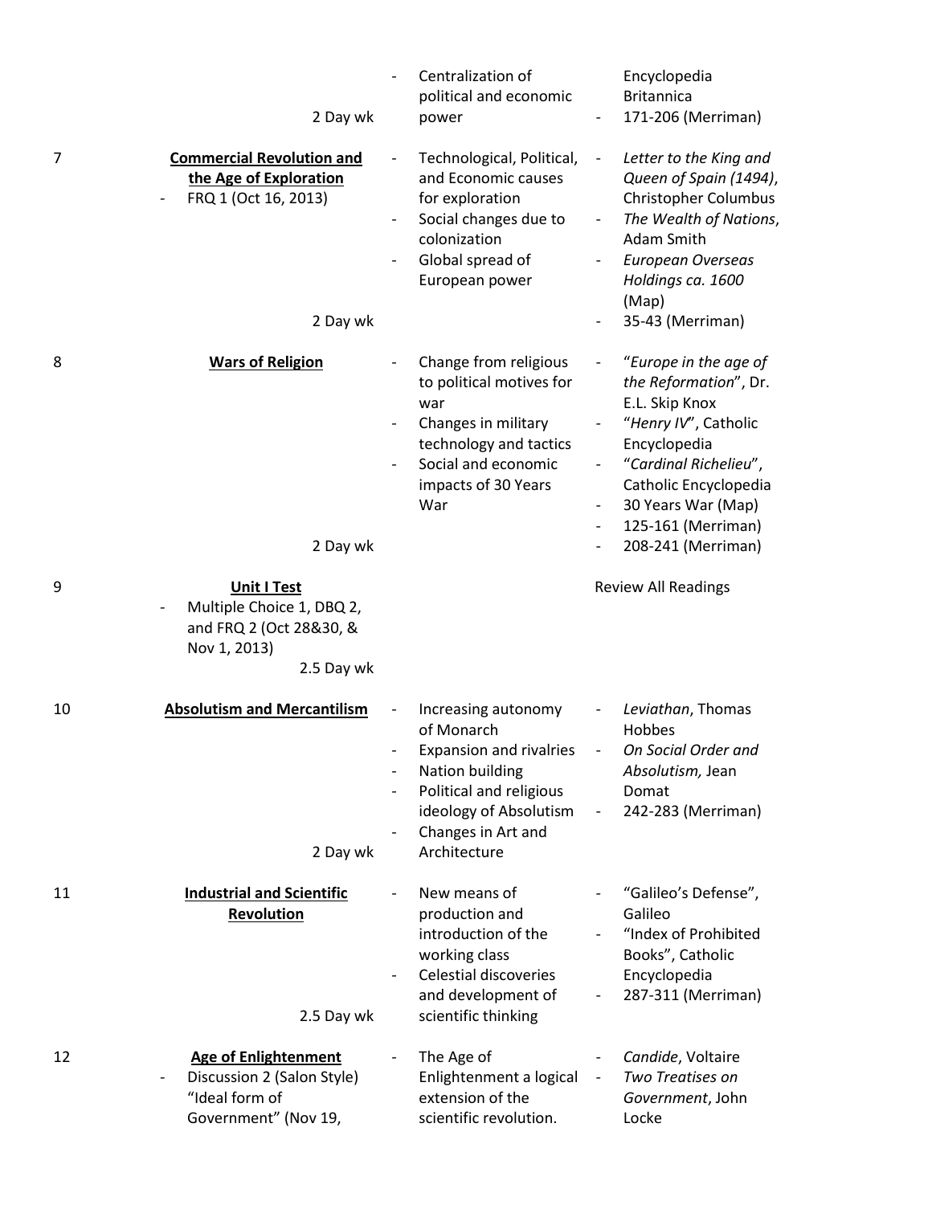| | | | |
|---|---|---|---|
| | 2 Day wk | - Centralization of political and economic power | Encyclopedia Britannica<br>- 171-206 (Merriman) |
| 7 | **<u>Commercial Revolution and the Age of Exploration</u>**<br>- FRQ 1 (Oct 16, 2013)<br><br>2 Day wk | - Technological, Political, and Economic causes for exploration<br>- Social changes due to colonization<br>- Global spread of European power | - *Letter to the King and Queen of Spain (1494)*, Christopher Columbus<br>- *The Wealth of Nations*, Adam Smith<br>- *European Overseas Holdings ca. 1600* (Map)<br>- 35-43 (Merriman) |
| 8 | **<u>Wars of Religion</u>**<br><br>2 Day wk | - Change from religious to political motives for war<br>- Changes in military technology and tactics<br>- Social and economic impacts of 30 Years War | - "*Europe in the age of the Reformation*", Dr. E.L. Skip Knox<br>- "*Henry IV*", Catholic Encyclopedia<br>- "*Cardinal Richelieu*", Catholic Encyclopedia<br>- 30 Years War (Map)<br>- 125-161 (Merriman)<br>- 208-241 (Merriman) |
| 9 | **<u>Unit I Test</u>**<br>- Multiple Choice 1, DBQ 2, and FRQ 2 (Oct 28&30, & Nov 1, 2013)<br><br>2.5 Day wk | | Review All Readings |
| 10 | **<u>Absolutism and Mercantilism</u>**<br><br>2 Day wk | - Increasing autonomy of Monarch<br>- Expansion and rivalries<br>- Nation building<br>- Political and religious ideology of Absolutism<br>- Changes in Art and Architecture | - *Leviathan*, Thomas Hobbes<br>- *On Social Order and Absolutism,* Jean Domat<br>- 242-283 (Merriman) |
| 11 | **<u>Industrial and Scientific Revolution</u>**<br><br>2.5 Day wk | - New means of production and introduction of the working class<br>- Celestial discoveries and development of scientific thinking | - "Galileo's Defense", Galileo<br>- "Index of Prohibited Books", Catholic Encyclopedia<br>- 287-311 (Merriman) |
| 12 | **<u>Age of Enlightenment</u>**<br>- Discussion 2 (Salon Style) "Ideal form of Government" (Nov 19, | - The Age of Enlightenment a logical extension of the scientific revolution. | - *Candide*, Voltaire<br>- *Two Treatises on Government*, John Locke |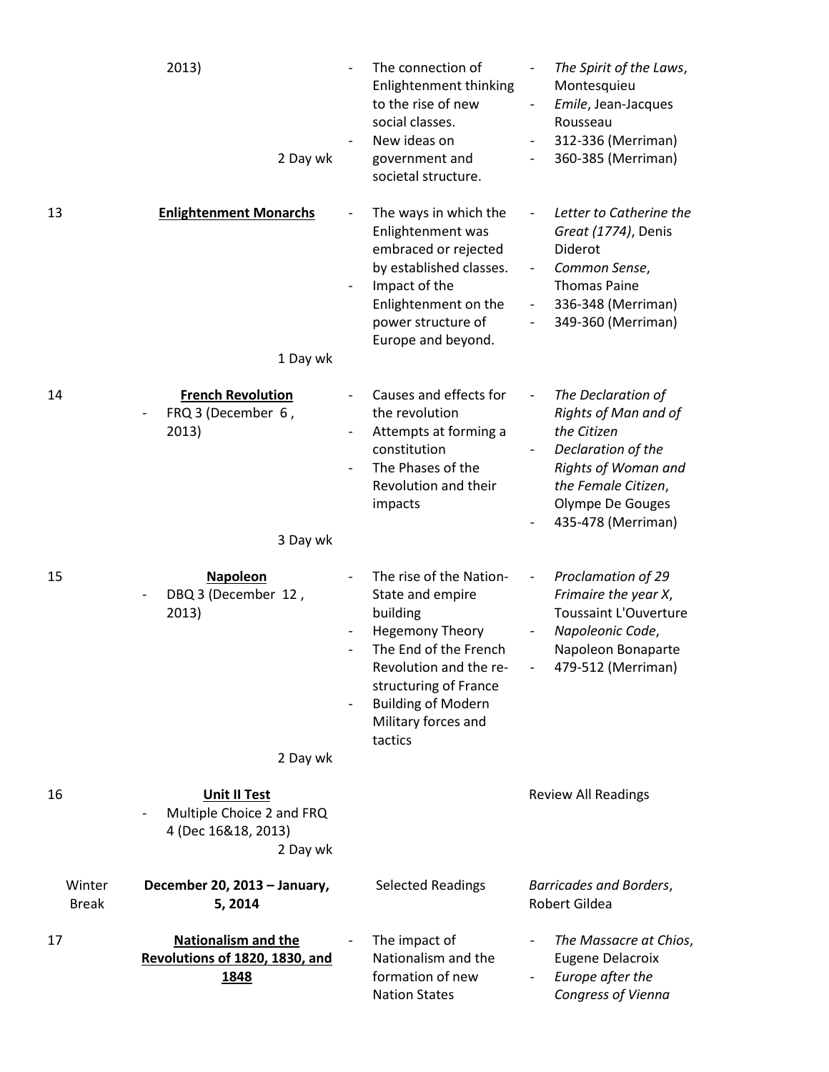| Week | Topic | Objectives | Readings |
|---|---|---|---|
| | 2013)<br><br>2 Day wk | - The connection of Enlightenment thinking to the rise of new social classes.<br>- New ideas on government and societal structure. | - *The Spirit of the Laws*, Montesquieu<br>- *Emile*, Jean-Jacques Rousseau<br>- 312-336 (Merriman)<br>- 360-385 (Merriman) |
| 13 | **Enlightenment Monarchs**<br><br>1 Day wk | - The ways in which the Enlightenment was embraced or rejected by established classes.<br>- Impact of the Enlightenment on the power structure of Europe and beyond. | - *Letter to Catherine the Great (1774)*, Denis Diderot<br>- *Common Sense*, Thomas Paine<br>- 336-348 (Merriman)<br>- 349-360 (Merriman) |
| 14 | **French Revolution**<br>- FRQ 3 (December 6 , 2013)<br><br>3 Day wk | - Causes and effects for the revolution<br>- Attempts at forming a constitution<br>- The Phases of the Revolution and their impacts | - *The Declaration of Rights of Man and of the Citizen*<br>- *Declaration of the Rights of Woman and the Female Citizen*, Olympe De Gouges<br>- 435-478 (Merriman) |
| 15 | **Napoleon**<br>- DBQ 3 (December 12 , 2013)<br><br>2 Day wk | - The rise of the Nation-State and empire building<br>- Hegemony Theory<br>- The End of the French Revolution and the re-structuring of France<br>- Building of Modern Military forces and tactics | - *Proclamation of 29 Frimaire the year X*, Toussaint L'Ouverture<br>- *Napoleonic Code*, Napoleon Bonaparte<br>- 479-512 (Merriman) |
| 16 | **Unit II Test**<br>- Multiple Choice 2 and FRQ 4 (Dec 16&18, 2013)<br>2 Day wk | | Review All Readings |
| Winter Break | **December 20, 2013 – January, 5, 2014** | Selected Readings | *Barricades and Borders*, Robert Gildea |
| 17 | **Nationalism and the Revolutions of 1820, 1830, and 1848** | - The impact of Nationalism and the formation of new Nation States | - *The Massacre at Chios*, Eugene Delacroix<br>- *Europe after the Congress of Vienna* |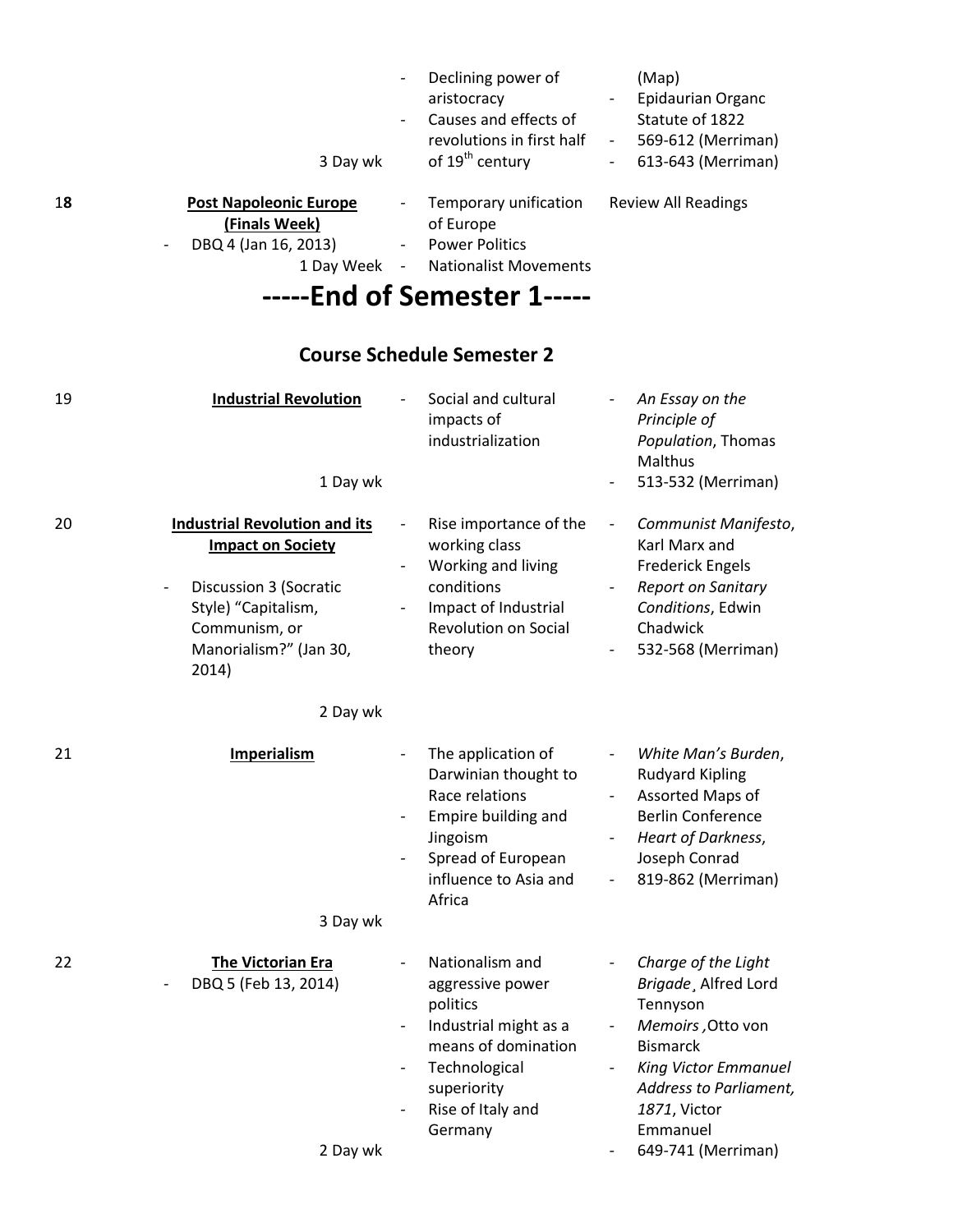| | | | |
|---|---|---|---|
| | 3 Day wk | - Declining power of aristocracy<br>- Causes and effects of revolutions in first half of 19th century | (Map)<br>- Epidaurian Organc Statute of 1822<br>- 569-612 (Merriman)<br>- 613-643 (Merriman) |
| 18 | **Post Napoleonic Europe (Finals Week)**<br>- DBQ 4 (Jan 16, 2013)<br>1 Day Week | - Temporary unification of Europe<br>- Power Politics<br>- Nationalist Movements | Review All Readings |

# -----End of Semester 1-----

## Course Schedule Semester 2

| | | | |
|---|---|---|---|
| 19 | **Industrial Revolution**<br>1 Day wk | - Social and cultural impacts of industrialization | - *An Essay on the Principle of Population*, Thomas Malthus<br>- 513-532 (Merriman) |
| 20 | **Industrial Revolution and its Impact on Society**<br>- Discussion 3 (Socratic Style) "Capitalism, Communism, or Manorialism?" (Jan 30, 2014)<br>2 Day wk | - Rise importance of the working class<br>- Working and living conditions<br>- Impact of Industrial Revolution on Social theory | - *Communist Manifesto*, Karl Marx and Frederick Engels<br>- *Report on Sanitary Conditions*, Edwin Chadwick<br>- 532-568 (Merriman) |
| 21 | **Imperialism**<br>3 Day wk | - The application of Darwinian thought to Race relations<br>- Empire building and Jingoism<br>- Spread of European influence to Asia and Africa | - *White Man's Burden*, Rudyard Kipling<br>- Assorted Maps of Berlin Conference<br>- *Heart of Darkness*, Joseph Conrad<br>- 819-862 (Merriman) |
| 22 | **The Victorian Era**<br>- DBQ 5 (Feb 13, 2014)<br>2 Day wk | - Nationalism and aggressive power politics<br>- Industrial might as a means of domination<br>- Technological superiority<br>- Rise of Italy and Germany | - *Charge of the Light Brigade*¸ Alfred Lord Tennyson<br>- *Memoirs* ,Otto von Bismarck<br>- *King Victor Emmanuel Address to Parliament, 1871*, Victor Emmanuel<br>- 649-741 (Merriman) |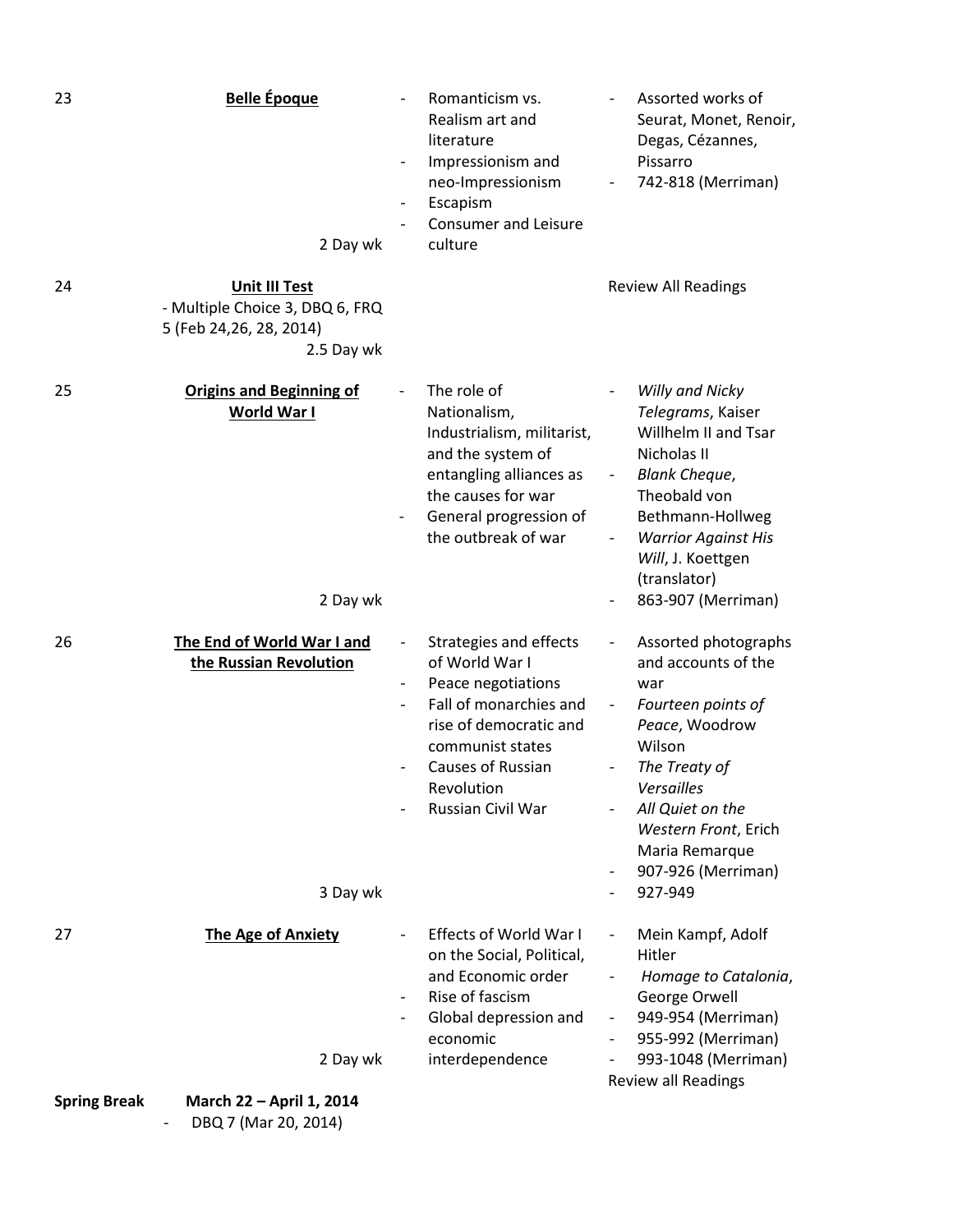| | | | |
|---|---|---|---|
| 23 | **Belle Époque**<br><br>2 Day wk | - Romanticism vs. Realism art and literature<br>- Impressionism and neo-Impressionism<br>- Escapism<br>- Consumer and Leisure culture | - Assorted works of Seurat, Monet, Renoir, Degas, Cézannes, Pissarro<br>- 742-818 (Merriman) |
| 24 | **Unit III Test**<br>- Multiple Choice 3, DBQ 6, FRQ 5 (Feb 24,26, 28, 2014)<br>2.5 Day wk | | Review All Readings |
| 25 | **Origins and Beginning of World War I**<br><br>2 Day wk | - The role of Nationalism, Industrialism, militarist, and the system of entangling alliances as the causes for war<br>- General progression of the outbreak of war | - *Willy and Nicky Telegrams*, Kaiser Willhelm II and Tsar Nicholas II<br>- *Blank Cheque*, Theobald von Bethmann-Hollweg<br>- *Warrior Against His Will*, J. Koettgen (translator)<br>- 863-907 (Merriman) |
| 26 | **The End of World War I and the Russian Revolution**<br><br>3 Day wk | - Strategies and effects of World War I<br>- Peace negotiations<br>- Fall of monarchies and rise of democratic and communist states<br>- Causes of Russian Revolution<br>- Russian Civil War | - Assorted photographs and accounts of the war<br>- *Fourteen points of Peace*, Woodrow Wilson<br>- *The Treaty of Versailles*<br>- *All Quiet on the Western Front*, Erich Maria Remarque<br>- 907-926 (Merriman)<br>- 927-949 |
| 27 | **The Age of Anxiety**<br><br>2 Day wk | - Effects of World War I on the Social, Political, and Economic order<br>- Rise of fascism<br>- Global depression and economic interdependence | - Mein Kampf, Adolf Hitler<br>- *Homage to Catalonia*, George Orwell<br>- 949-954 (Merriman)<br>- 955-992 (Merriman)<br>- 993-1048 (Merriman)<br>Review all Readings |

**Spring Break** **March 22 – April 1, 2014**

- DBQ 7 (Mar 20, 2014)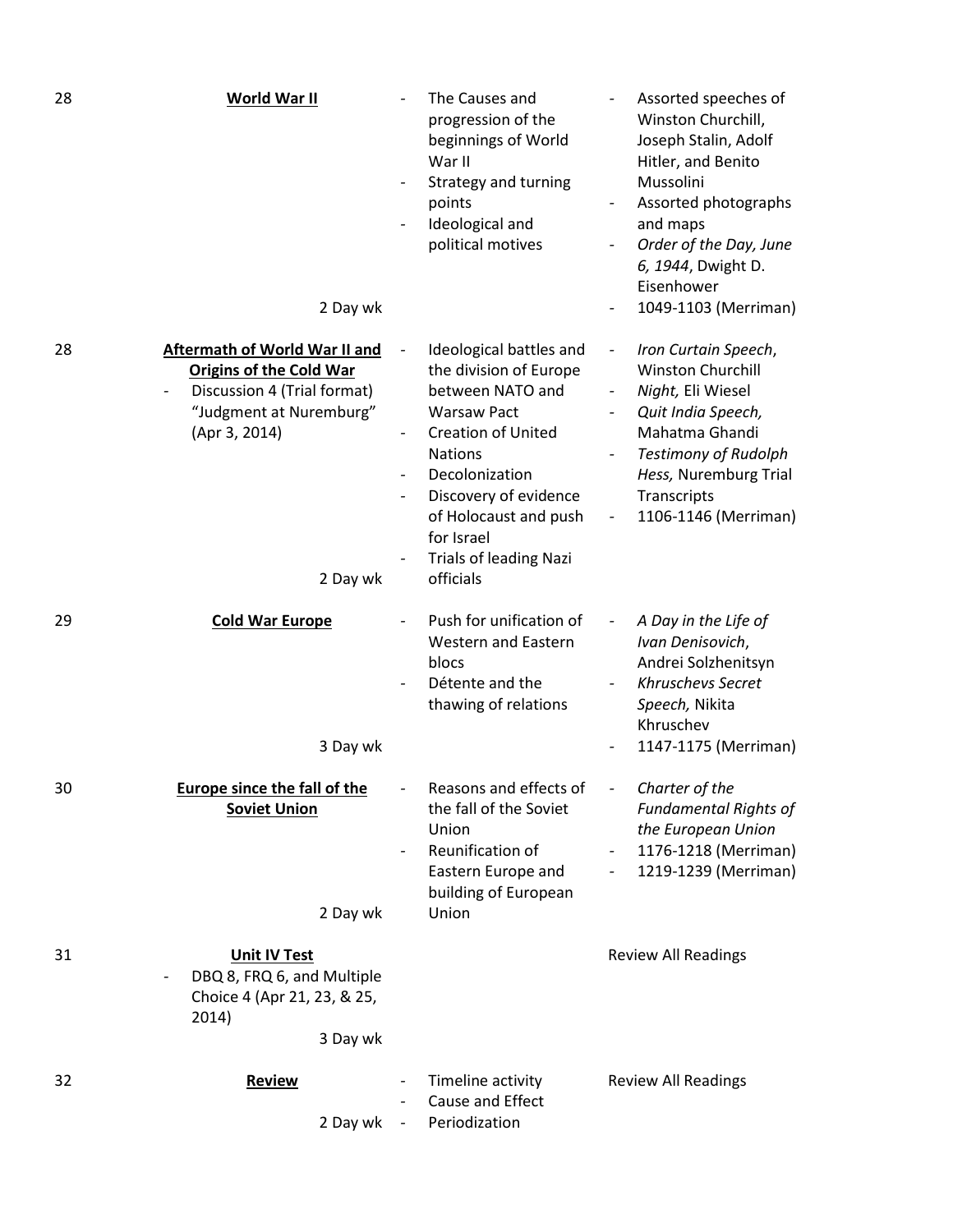| | | | |
|---|---|---|---|
| 28 | **World War II**<br><br>2 Day wk | - The Causes and progression of the beginnings of World War II<br>- Strategy and turning points<br>- Ideological and political motives | - Assorted speeches of Winston Churchill, Joseph Stalin, Adolf Hitler, and Benito Mussolini<br>- Assorted photographs and maps<br>- *Order of the Day, June 6, 1944*, Dwight D. Eisenhower<br>- 1049-1103 (Merriman) |
| 28 | **Aftermath of World War II and Origins of the Cold War**<br>- Discussion 4 (Trial format) "Judgment at Nuremburg" (Apr 3, 2014)<br><br>2 Day wk | - Ideological battles and the division of Europe between NATO and Warsaw Pact<br>- Creation of United Nations<br>- Decolonization<br>- Discovery of evidence of Holocaust and push for Israel<br>- Trials of leading Nazi officials | - *Iron Curtain Speech*, Winston Churchill<br>- *Night,* Eli Wiesel<br>- *Quit India Speech,* Mahatma Ghandi<br>- *Testimony of Rudolph Hess,* Nuremburg Trial Transcripts<br>- 1106-1146 (Merriman) |
| 29 | **Cold War Europe**<br><br>3 Day wk | - Push for unification of Western and Eastern blocs<br>- Détente and the thawing of relations | - *A Day in the Life of Ivan Denisovich*, Andrei Solzhenitsyn<br>- *Khruschevs Secret Speech,* Nikita Khruschev<br>- 1147-1175 (Merriman) |
| 30 | **Europe since the fall of the Soviet Union**<br><br>2 Day wk | - Reasons and effects of the fall of the Soviet Union<br>- Reunification of Eastern Europe and building of European Union | - *Charter of the Fundamental Rights of the European Union*<br>- 1176-1218 (Merriman)<br>- 1219-1239 (Merriman) |
| 31 | **Unit IV Test**<br>- DBQ 8, FRQ 6, and Multiple Choice 4 (Apr 21, 23, & 25, 2014)<br><br>3 Day wk | | Review All Readings |
| 32 | **Review**<br><br>2 Day wk | - Timeline activity<br>- Cause and Effect<br>- Periodization | Review All Readings |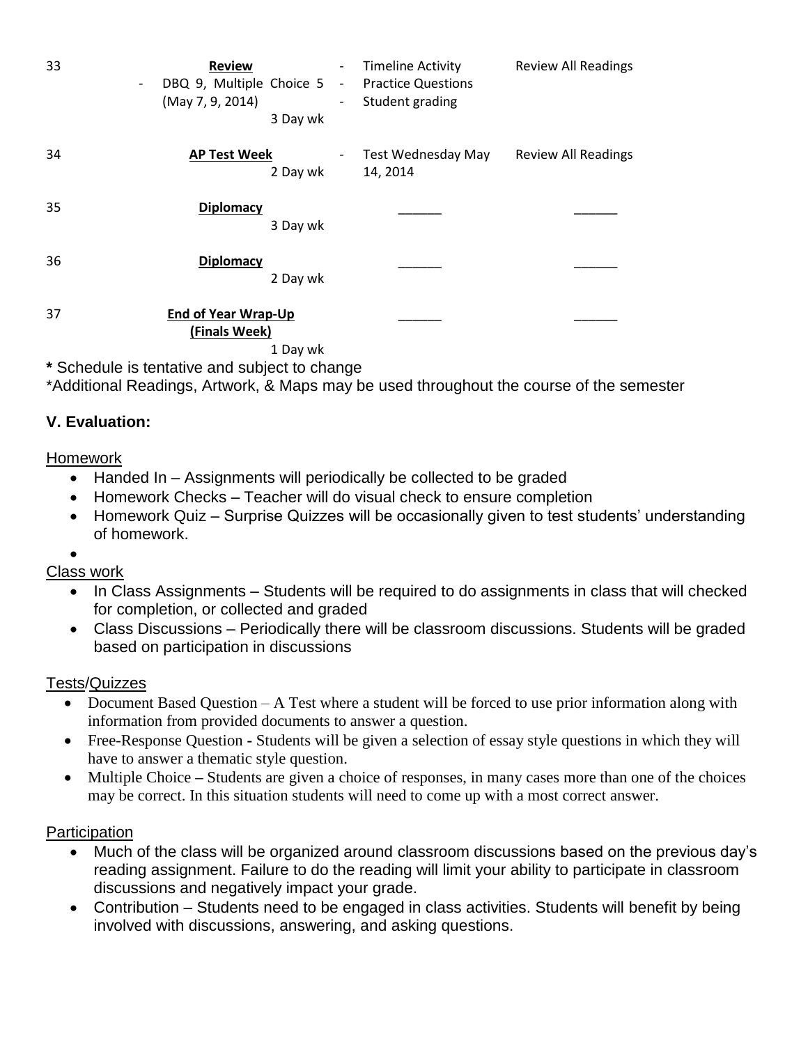| | | | |
|---|---|---|---|
| 33 | **Review**<br>- DBQ 9, Multiple Choice 5 (May 7, 9, 2014)<br>3 Day wk | - Timeline Activity<br>- Practice Questions<br>- Student grading | Review All Readings |
| 34 | **AP Test Week**<br>2 Day wk | - Test Wednesday May 14, 2014 | Review All Readings |
| 35 | **Diplomacy**<br>3 Day wk | ______ | ______ |
| 36 | **Diplomacy**<br>2 Day wk | ______ | ______ |
| 37 | **End of Year Wrap-Up (Finals Week)**<br>1 Day wk | ______ | ______ |

**\*** Schedule is tentative and subject to change

\*Additional Readings, Artwork, & Maps may be used throughout the course of the semester

### V. Evaluation:

Homework

- Handed In – Assignments will periodically be collected to be graded
- Homework Checks – Teacher will do visual check to ensure completion
- Homework Quiz – Surprise Quizzes will be occasionally given to test students' understanding of homework.
-

Class work

- In Class Assignments – Students will be required to do assignments in class that will checked for completion, or collected and graded
- Class Discussions – Periodically there will be classroom discussions. Students will be graded based on participation in discussions

Tests/Quizzes

- Document Based Question – A Test where a student will be forced to use prior information along with information from provided documents to answer a question.
- Free-Response Question - Students will be given a selection of essay style questions in which they will have to answer a thematic style question.
- Multiple Choice – Students are given a choice of responses, in many cases more than one of the choices may be correct. In this situation students will need to come up with a most correct answer.

Participation

- Much of the class will be organized around classroom discussions based on the previous day's reading assignment. Failure to do the reading will limit your ability to participate in classroom discussions and negatively impact your grade.
- Contribution – Students need to be engaged in class activities. Students will benefit by being involved with discussions, answering, and asking questions.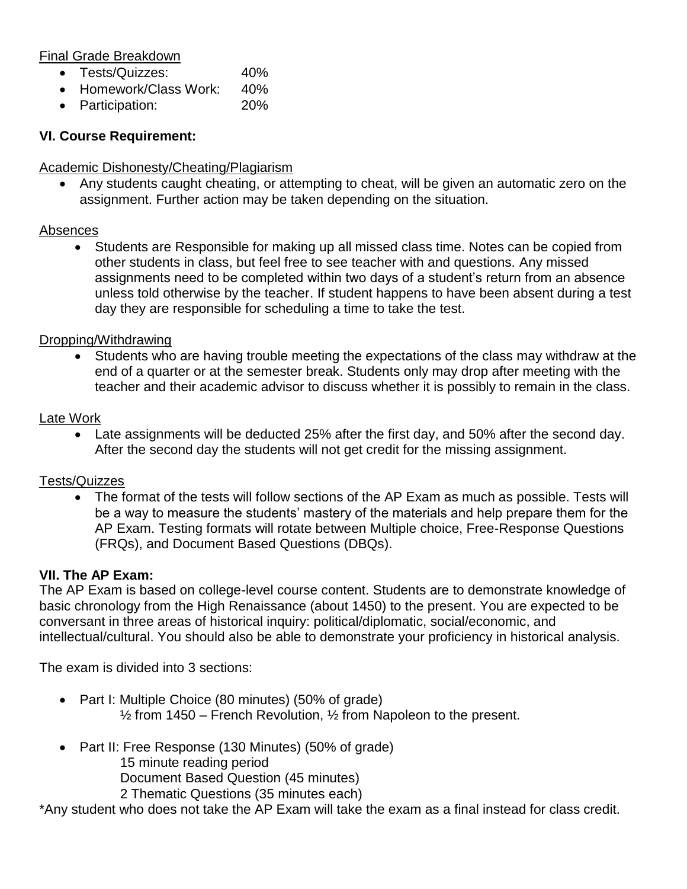Final Grade Breakdown

- Tests/Quizzes: 40%
- Homework/Class Work: 40%
- Participation: 20%

### VI. Course Requirement:

Academic Dishonesty/Cheating/Plagiarism

- Any students caught cheating, or attempting to cheat, will be given an automatic zero on the assignment. Further action may be taken depending on the situation.

Absences

- Students are Responsible for making up all missed class time. Notes can be copied from other students in class, but feel free to see teacher with and questions. Any missed assignments need to be completed within two days of a student's return from an absence unless told otherwise by the teacher. If student happens to have been absent during a test day they are responsible for scheduling a time to take the test.

Dropping/Withdrawing

- Students who are having trouble meeting the expectations of the class may withdraw at the end of a quarter or at the semester break. Students only may drop after meeting with the teacher and their academic advisor to discuss whether it is possibly to remain in the class.

Late Work

- Late assignments will be deducted 25% after the first day, and 50% after the second day. After the second day the students will not get credit for the missing assignment.

Tests/Quizzes

- The format of the tests will follow sections of the AP Exam as much as possible. Tests will be a way to measure the students' mastery of the materials and help prepare them for the AP Exam. Testing formats will rotate between Multiple choice, Free-Response Questions (FRQs), and Document Based Questions (DBQs).

### VII. The AP Exam:

The AP Exam is based on college-level course content. Students are to demonstrate knowledge of basic chronology from the High Renaissance (about 1450) to the present. You are expected to be conversant in three areas of historical inquiry: political/diplomatic, social/economic, and intellectual/cultural. You should also be able to demonstrate your proficiency in historical analysis.

The exam is divided into 3 sections:

- Part I: Multiple Choice (80 minutes) (50% of grade)
  ½ from 1450 – French Revolution, ½ from Napoleon to the present.

- Part II: Free Response (130 Minutes) (50% of grade)
  15 minute reading period
  Document Based Question (45 minutes)
  2 Thematic Questions (35 minutes each)

*Any student who does not take the AP Exam will take the exam as a final instead for class credit.